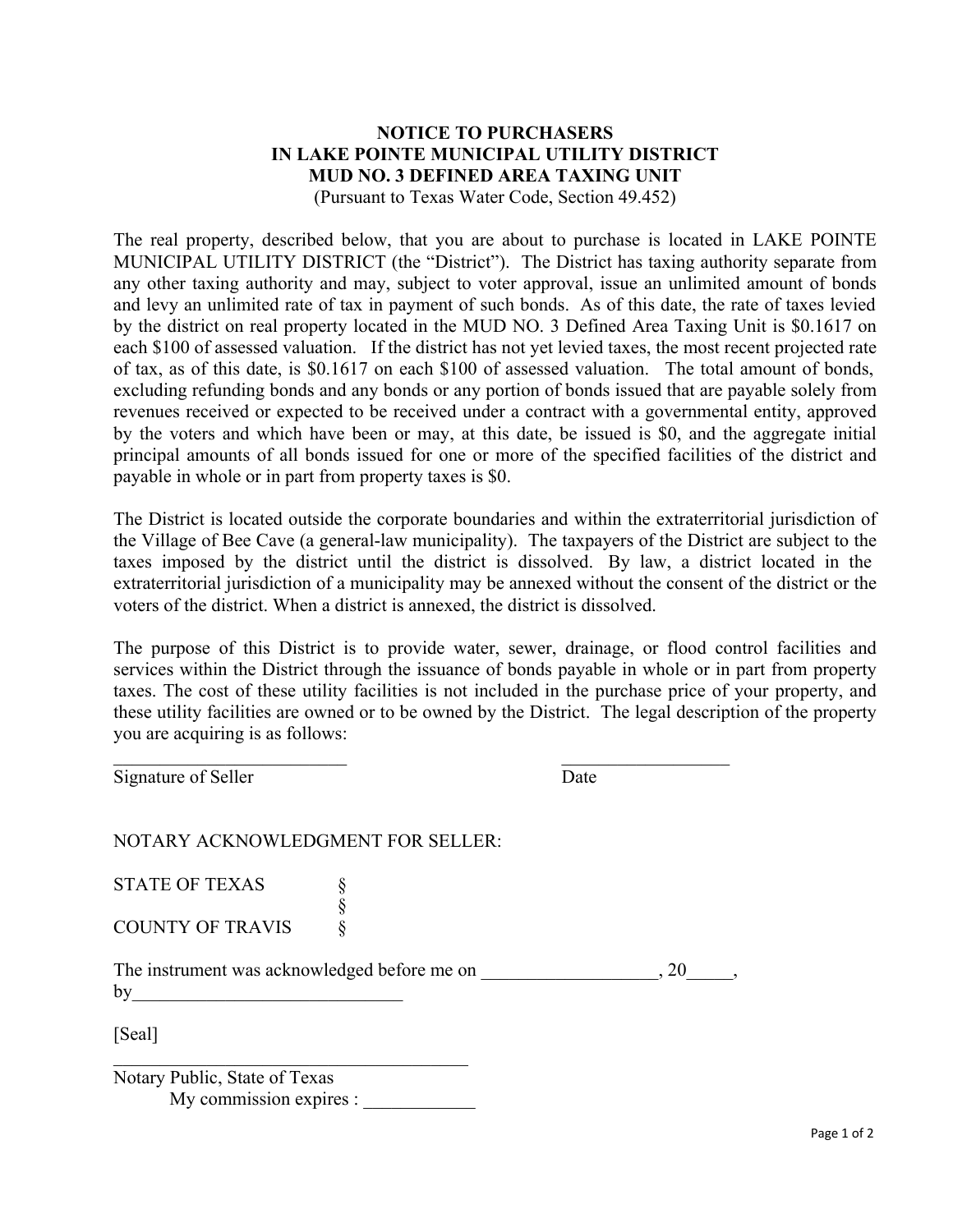# NOTICE TO PURCHASERS
# IN LAKE POINTE MUNICIPAL UTILITY DISTRICT
# MUD NO. 3 DEFINED AREA TAXING UNIT

(Pursuant to Texas Water Code, Section 49.452)

The real property, described below, that you are about to purchase is located in LAKE POINTE MUNICIPAL UTILITY DISTRICT (the "District"). The District has taxing authority separate from any other taxing authority and may, subject to voter approval, issue an unlimited amount of bonds and levy an unlimited rate of tax in payment of such bonds. As of this date, the rate of taxes levied by the district on real property located in the MUD NO. 3 Defined Area Taxing Unit is $0.1617 on each $100 of assessed valuation. If the district has not yet levied taxes, the most recent projected rate of tax, as of this date, is $0.1617 on each $100 of assessed valuation. The total amount of bonds, excluding refunding bonds and any bonds or any portion of bonds issued that are payable solely from revenues received or expected to be received under a contract with a governmental entity, approved by the voters and which have been or may, at this date, be issued is $0, and the aggregate initial principal amounts of all bonds issued for one or more of the specified facilities of the district and payable in whole or in part from property taxes is $0.

The District is located outside the corporate boundaries and within the extraterritorial jurisdiction of the Village of Bee Cave (a general-law municipality). The taxpayers of the District are subject to the taxes imposed by the district until the district is dissolved. By law, a district located in the extraterritorial jurisdiction of a municipality may be annexed without the consent of the district or the voters of the district. When a district is annexed, the district is dissolved.

The purpose of this District is to provide water, sewer, drainage, or flood control facilities and services within the District through the issuance of bonds payable in whole or in part from property taxes. The cost of these utility facilities is not included in the purchase price of your property, and these utility facilities are owned or to be owned by the District. The legal description of the property you are acquiring is as follows:

\_\_\_\_\_\_\_\_\_\_\_\_\_\_\_\_\_\_\_\_\_\_\_\_\_\_ \_\_\_\_\_\_\_\_\_\_\_\_\_\_\_\_\_\_\_
Signature of Seller Date

NOTARY ACKNOWLEDGMENT FOR SELLER:

STATE OF TEXAS §
§
COUNTY OF TRAVIS §

The instrument was acknowledged before me on \_\_\_\_\_\_\_\_\_\_\_\_\_\_\_\_\_\_\_, 20\_\_\_\_\_,
by\_\_\_\_\_\_\_\_\_\_\_\_\_\_\_\_\_\_\_\_\_\_\_\_\_\_\_\_\_

[Seal]

\_\_\_\_\_\_\_\_\_\_\_\_\_\_\_\_\_\_\_\_\_\_\_\_\_\_\_\_\_\_\_\_\_\_\_\_\_\_\_\_
Notary Public, State of Texas
My commission expires : \_\_\_\_\_\_\_\_\_\_\_\_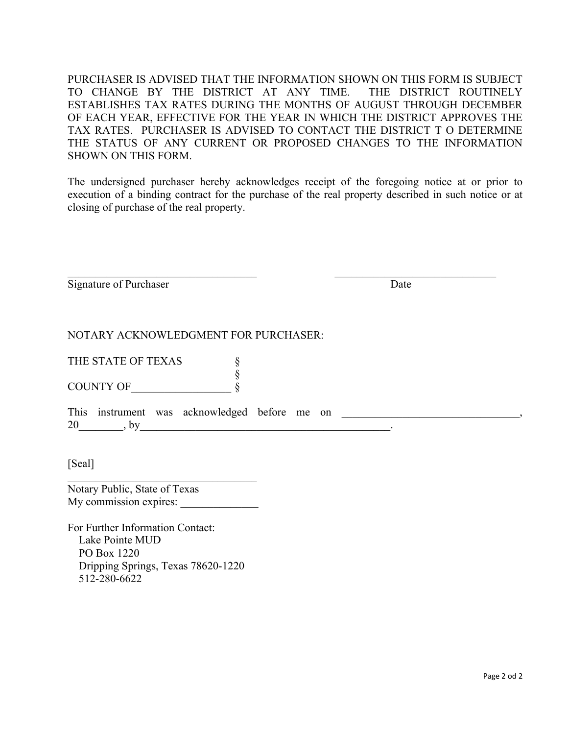PURCHASER IS ADVISED THAT THE INFORMATION SHOWN ON THIS FORM IS SUBJECT TO CHANGE BY THE DISTRICT AT ANY TIME. THE DISTRICT ROUTINELY ESTABLISHES TAX RATES DURING THE MONTHS OF AUGUST THROUGH DECEMBER OF EACH YEAR, EFFECTIVE FOR THE YEAR IN WHICH THE DISTRICT APPROVES THE TAX RATES. PURCHASER IS ADVISED TO CONTACT THE DISTRICT T O DETERMINE THE STATUS OF ANY CURRENT OR PROPOSED CHANGES TO THE INFORMATION SHOWN ON THIS FORM.

The undersigned purchaser hereby acknowledges receipt of the foregoing notice at or prior to execution of a binding contract for the purchase of the real property described in such notice or at closing of purchase of the real property.

___________________________________ ______________________________
Signature of Purchaser Date

NOTARY ACKNOWLEDGMENT FOR PURCHASER:

THE STATE OF TEXAS §
§
COUNTY OF_________________ §

This instrument was acknowledged before me on _______________________________, 20________, by______________________________________________.

[Seal]
___________________________________
Notary Public, State of Texas
My commission expires: ______________

For Further Information Contact:
Lake Pointe MUD
PO Box 1220
Dripping Springs, Texas 78620-1220
512-280-6622